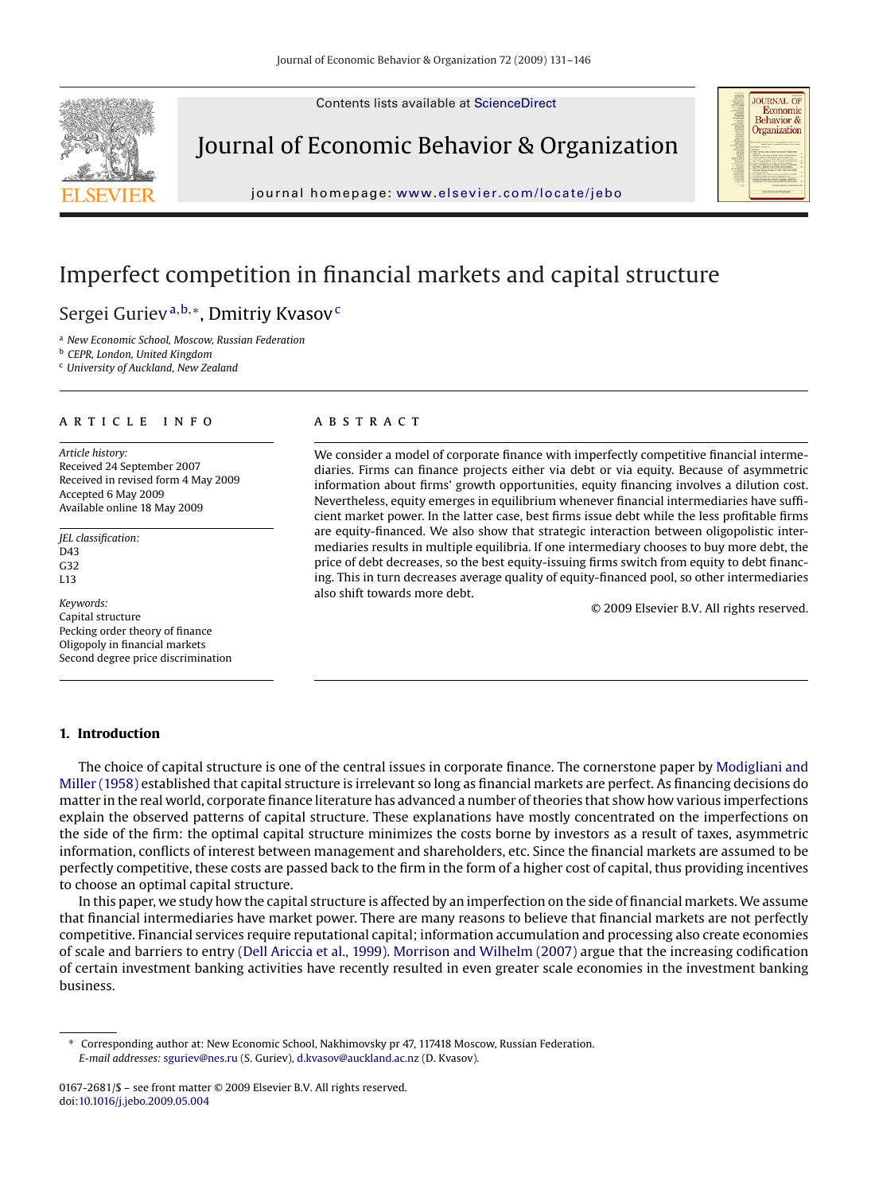# Imperfect competition in financial markets and capital structure

Sergei Guriev[a,b,*], Dmitriy Kvasov[c]

[a] New Economic School, Moscow, Russian Federation
[b] CEPR, London, United Kingdom
[c] University of Auckland, New Zealand

## ARTICLE INFO

*Article history:*
Received 24 September 2007
Received in revised form 4 May 2009
Accepted 6 May 2009
Available online 18 May 2009

*JEL classification:*
D43
G32
L13

*Keywords:*
Capital structure
Pecking order theory of finance
Oligopoly in financial markets
Second degree price discrimination

## ABSTRACT

We consider a model of corporate finance with imperfectly competitive financial intermediaries. Firms can finance projects either via debt or via equity. Because of asymmetric information about firms' growth opportunities, equity financing involves a dilution cost. Nevertheless, equity emerges in equilibrium whenever financial intermediaries have sufficient market power. In the latter case, best firms issue debt while the less profitable firms are equity-financed. We also show that strategic interaction between oligopolistic intermediaries results in multiple equilibria. If one intermediary chooses to buy more debt, the price of debt decreases, so the best equity-issuing firms switch from equity to debt financing. This in turn decreases average quality of equity-financed pool, so other intermediaries also shift towards more debt.

© 2009 Elsevier B.V. All rights reserved.

## 1. Introduction

The choice of capital structure is one of the central issues in corporate finance. The cornerstone paper by Modigliani and Miller (1958) established that capital structure is irrelevant so long as financial markets are perfect. As financing decisions do matter in the real world, corporate finance literature has advanced a number of theories that show how various imperfections explain the observed patterns of capital structure. These explanations have mostly concentrated on the imperfections on the side of the firm: the optimal capital structure minimizes the costs borne by investors as a result of taxes, asymmetric information, conflicts of interest between management and shareholders, etc. Since the financial markets are assumed to be perfectly competitive, these costs are passed back to the firm in the form of a higher cost of capital, thus providing incentives to choose an optimal capital structure.

In this paper, we study how the capital structure is affected by an imperfection on the side of financial markets. We assume that financial intermediaries have market power. There are many reasons to believe that financial markets are not perfectly competitive. Financial services require reputational capital; information accumulation and processing also create economies of scale and barriers to entry (Dell Ariccia et al., 1999). Morrison and Wilhelm (2007) argue that the increasing codification of certain investment banking activities have recently resulted in even greater scale economies in the investment banking business.

* Corresponding author at: New Economic School, Nakhimovsky pr 47, 117418 Moscow, Russian Federation.
*E-mail addresses:* sguriev@nes.ru (S. Guriev), d.kvasov@auckland.ac.nz (D. Kvasov).

0167-2681/$ – see front matter © 2009 Elsevier B.V. All rights reserved.
doi:10.1016/j.jebo.2009.05.004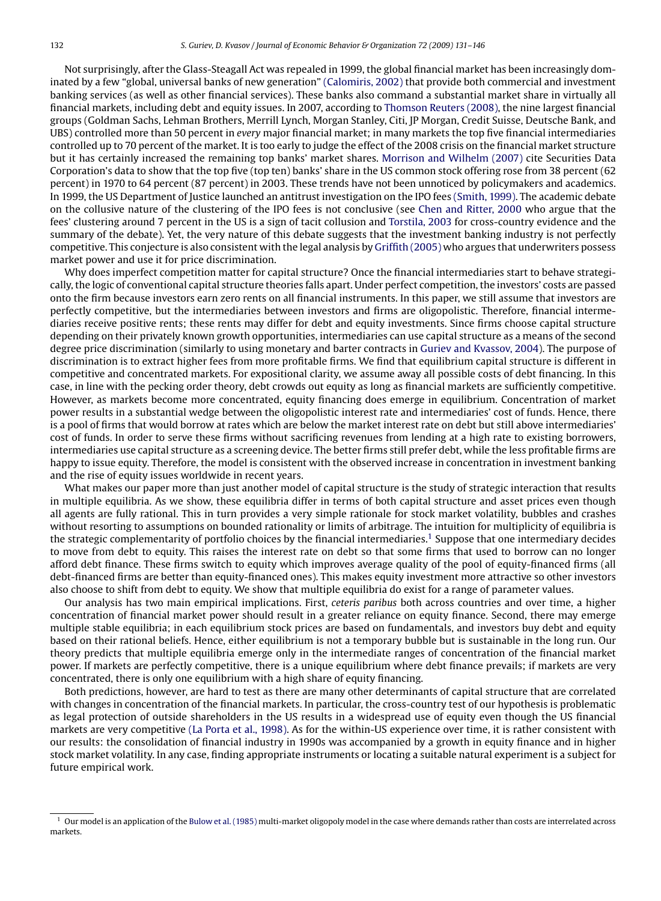Not surprisingly, after the Glass-Steagall Act was repealed in 1999, the global financial market has been increasingly dominated by a few "global, universal banks of new generation" (Calomiris, 2002) that provide both commercial and investment banking services (as well as other financial services). These banks also command a substantial market share in virtually all financial markets, including debt and equity issues. In 2007, according to Thomson Reuters (2008), the nine largest financial groups (Goldman Sachs, Lehman Brothers, Merrill Lynch, Morgan Stanley, Citi, JP Morgan, Credit Suisse, Deutsche Bank, and UBS) controlled more than 50 percent in *every* major financial market; in many markets the top five financial intermediaries controlled up to 70 percent of the market. It is too early to judge the effect of the 2008 crisis on the financial market structure but it has certainly increased the remaining top banks' market shares. Morrison and Wilhelm (2007) cite Securities Data Corporation's data to show that the top five (top ten) banks' share in the US common stock offering rose from 38 percent (62 percent) in 1970 to 64 percent (87 percent) in 2003. These trends have not been unnoticed by policymakers and academics. In 1999, the US Department of Justice launched an antitrust investigation on the IPO fees (Smith, 1999). The academic debate on the collusive nature of the clustering of the IPO fees is not conclusive (see Chen and Ritter, 2000 who argue that the fees' clustering around 7 percent in the US is a sign of tacit collusion and Torstila, 2003 for cross-country evidence and the summary of the debate). Yet, the very nature of this debate suggests that the investment banking industry is not perfectly competitive. This conjecture is also consistent with the legal analysis by Griffith (2005) who argues that underwriters possess market power and use it for price discrimination.

Why does imperfect competition matter for capital structure? Once the financial intermediaries start to behave strategically, the logic of conventional capital structure theories falls apart. Under perfect competition, the investors' costs are passed onto the firm because investors earn zero rents on all financial instruments. In this paper, we still assume that investors are perfectly competitive, but the intermediaries between investors and firms are oligopolistic. Therefore, financial intermediaries receive positive rents; these rents may differ for debt and equity investments. Since firms choose capital structure depending on their privately known growth opportunities, intermediaries can use capital structure as a means of the second degree price discrimination (similarly to using monetary and barter contracts in Guriev and Kvassov, 2004). The purpose of discrimination is to extract higher fees from more profitable firms. We find that equilibrium capital structure is different in competitive and concentrated markets. For expositional clarity, we assume away all possible costs of debt financing. In this case, in line with the pecking order theory, debt crowds out equity as long as financial markets are sufficiently competitive. However, as markets become more concentrated, equity financing does emerge in equilibrium. Concentration of market power results in a substantial wedge between the oligopolistic interest rate and intermediaries' cost of funds. Hence, there is a pool of firms that would borrow at rates which are below the market interest rate on debt but still above intermediaries' cost of funds. In order to serve these firms without sacrificing revenues from lending at a high rate to existing borrowers, intermediaries use capital structure as a screening device. The better firms still prefer debt, while the less profitable firms are happy to issue equity. Therefore, the model is consistent with the observed increase in concentration in investment banking and the rise of equity issues worldwide in recent years.

What makes our paper more than just another model of capital structure is the study of strategic interaction that results in multiple equilibria. As we show, these equilibria differ in terms of both capital structure and asset prices even though all agents are fully rational. This in turn provides a very simple rationale for stock market volatility, bubbles and crashes without resorting to assumptions on bounded rationality or limits of arbitrage. The intuition for multiplicity of equilibria is the strategic complementarity of portfolio choices by the financial intermediaries.[1] Suppose that one intermediary decides to move from debt to equity. This raises the interest rate on debt so that some firms that used to borrow can no longer afford debt finance. These firms switch to equity which improves average quality of the pool of equity-financed firms (all debt-financed firms are better than equity-financed ones). This makes equity investment more attractive so other investors also choose to shift from debt to equity. We show that multiple equilibria do exist for a range of parameter values.

Our analysis has two main empirical implications. First, *ceteris paribus* both across countries and over time, a higher concentration of financial market power should result in a greater reliance on equity finance. Second, there may emerge multiple stable equilibria; in each equilibrium stock prices are based on fundamentals, and investors buy debt and equity based on their rational beliefs. Hence, either equilibrium is not a temporary bubble but is sustainable in the long run. Our theory predicts that multiple equilibria emerge only in the intermediate ranges of concentration of the financial market power. If markets are perfectly competitive, there is a unique equilibrium where debt finance prevails; if markets are very concentrated, there is only one equilibrium with a high share of equity financing.

Both predictions, however, are hard to test as there are many other determinants of capital structure that are correlated with changes in concentration of the financial markets. In particular, the cross-country test of our hypothesis is problematic as legal protection of outside shareholders in the US results in a widespread use of equity even though the US financial markets are very competitive (La Porta et al., 1998). As for the within-US experience over time, it is rather consistent with our results: the consolidation of financial industry in 1990s was accompanied by a growth in equity finance and in higher stock market volatility. In any case, finding appropriate instruments or locating a suitable natural experiment is a subject for future empirical work.

---

[1] Our model is an application of the Bulow et al. (1985) multi-market oligopoly model in the case where demands rather than costs are interrelated across markets.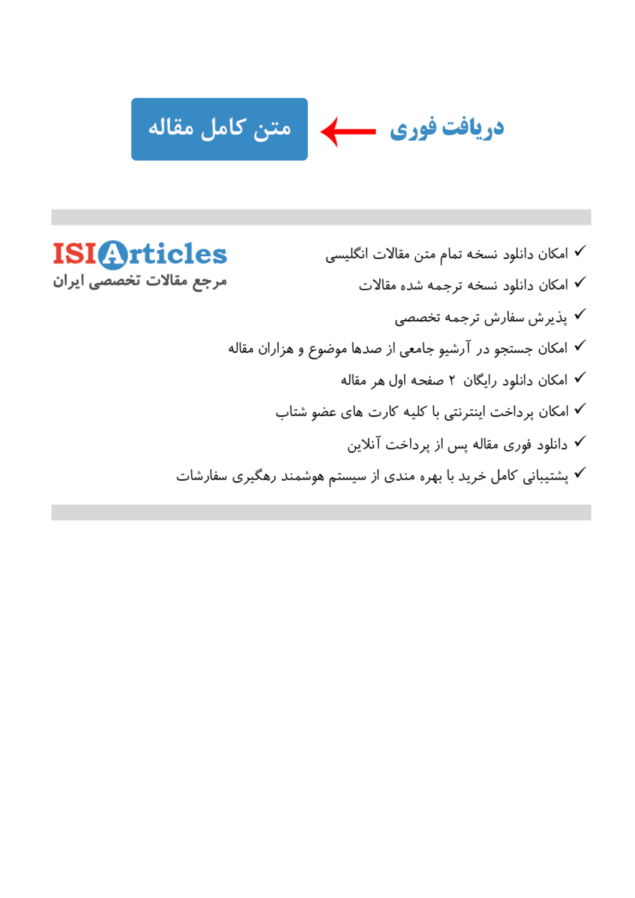دریافت فوری ← متن کامل مقاله

**ISIArticles**
مرجع مقالات تخصصی ایران

- ✓ امکان دانلود نسخه تمام متن مقالات انگلیسی
- ✓ امکان دانلود نسخه ترجمه شده مقالات
- ✓ پذیرش سفارش ترجمه تخصصی
- ✓ امکان جستجو در آرشیو جامعی از صدها موضوع و هزاران مقاله
- ✓ امکان دانلود رایگان ۲ صفحه اول هر مقاله
- ✓ امکان پرداخت اینترنتی با کلیه کارت های عضو شتاب
- ✓ دانلود فوری مقاله پس از پرداخت آنلاین
- ✓ پشتیبانی کامل خرید با بهره مندی از سیستم هوشمند رهگیری سفارشات